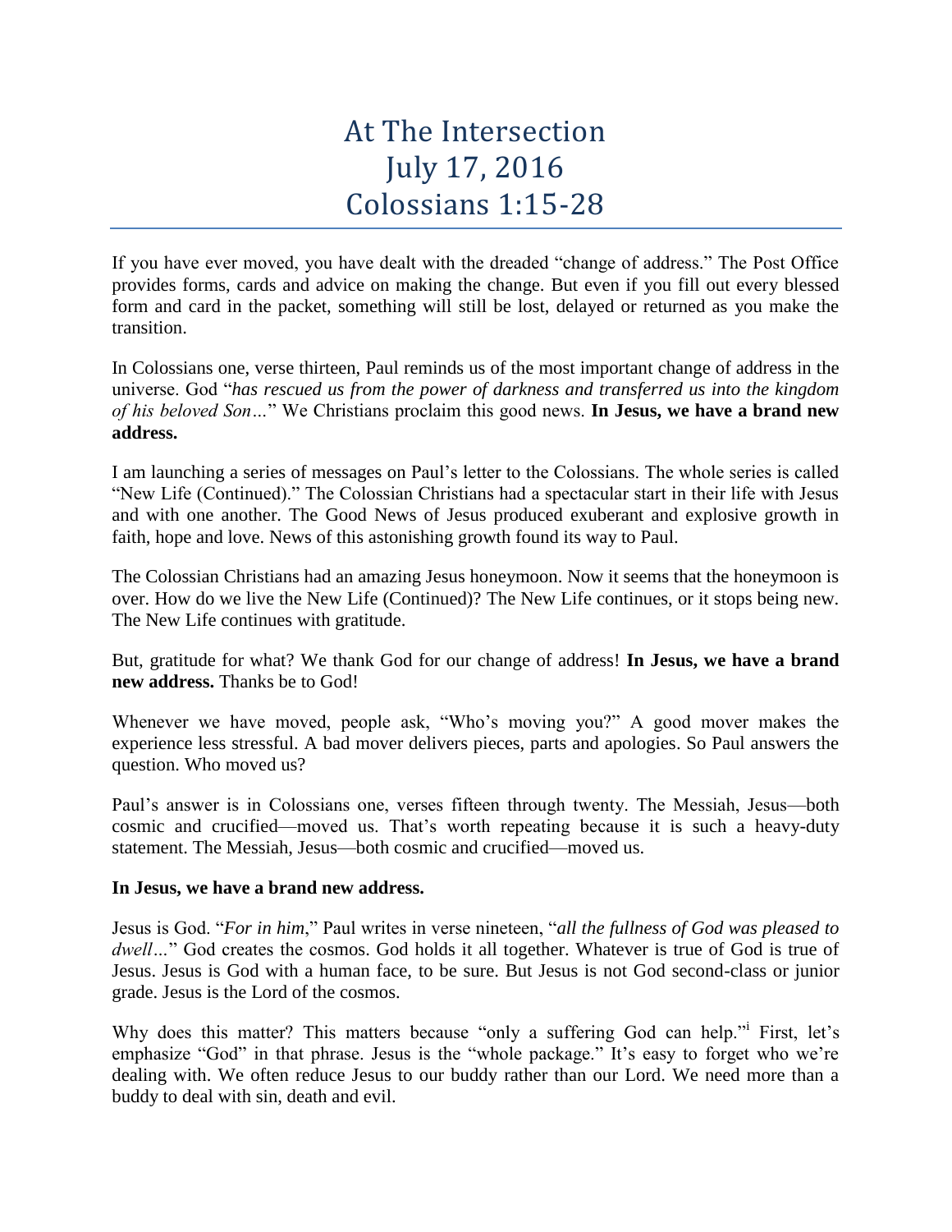# At The Intersection
# July 17, 2016
# Colossians 1:15-28

If you have ever moved, you have dealt with the dreaded "change of address." The Post Office provides forms, cards and advice on making the change. But even if you fill out every blessed form and card in the packet, something will still be lost, delayed or returned as you make the transition.

In Colossians one, verse thirteen, Paul reminds us of the most important change of address in the universe. God "*has rescued us from the power of darkness and transferred us into the kingdom of his beloved Son…*" We Christians proclaim this good news. **In Jesus, we have a brand new address.**

I am launching a series of messages on Paul's letter to the Colossians. The whole series is called "New Life (Continued)." The Colossian Christians had a spectacular start in their life with Jesus and with one another. The Good News of Jesus produced exuberant and explosive growth in faith, hope and love. News of this astonishing growth found its way to Paul.

The Colossian Christians had an amazing Jesus honeymoon. Now it seems that the honeymoon is over. How do we live the New Life (Continued)? The New Life continues, or it stops being new. The New Life continues with gratitude.

But, gratitude for what? We thank God for our change of address! **In Jesus, we have a brand new address.** Thanks be to God!

Whenever we have moved, people ask, "Who's moving you?" A good mover makes the experience less stressful. A bad mover delivers pieces, parts and apologies. So Paul answers the question. Who moved us?

Paul's answer is in Colossians one, verses fifteen through twenty. The Messiah, Jesus—both cosmic and crucified—moved us. That's worth repeating because it is such a heavy-duty statement. The Messiah, Jesus—both cosmic and crucified—moved us.

**In Jesus, we have a brand new address.**

Jesus is God. "*For in him*," Paul writes in verse nineteen, "*all the fullness of God was pleased to dwell…*" God creates the cosmos. God holds it all together. Whatever is true of God is true of Jesus. Jesus is God with a human face, to be sure. But Jesus is not God second-class or junior grade. Jesus is the Lord of the cosmos.

Why does this matter? This matters because "only a suffering God can help."[i] First, let's emphasize "God" in that phrase. Jesus is the "whole package." It's easy to forget who we're dealing with. We often reduce Jesus to our buddy rather than our Lord. We need more than a buddy to deal with sin, death and evil.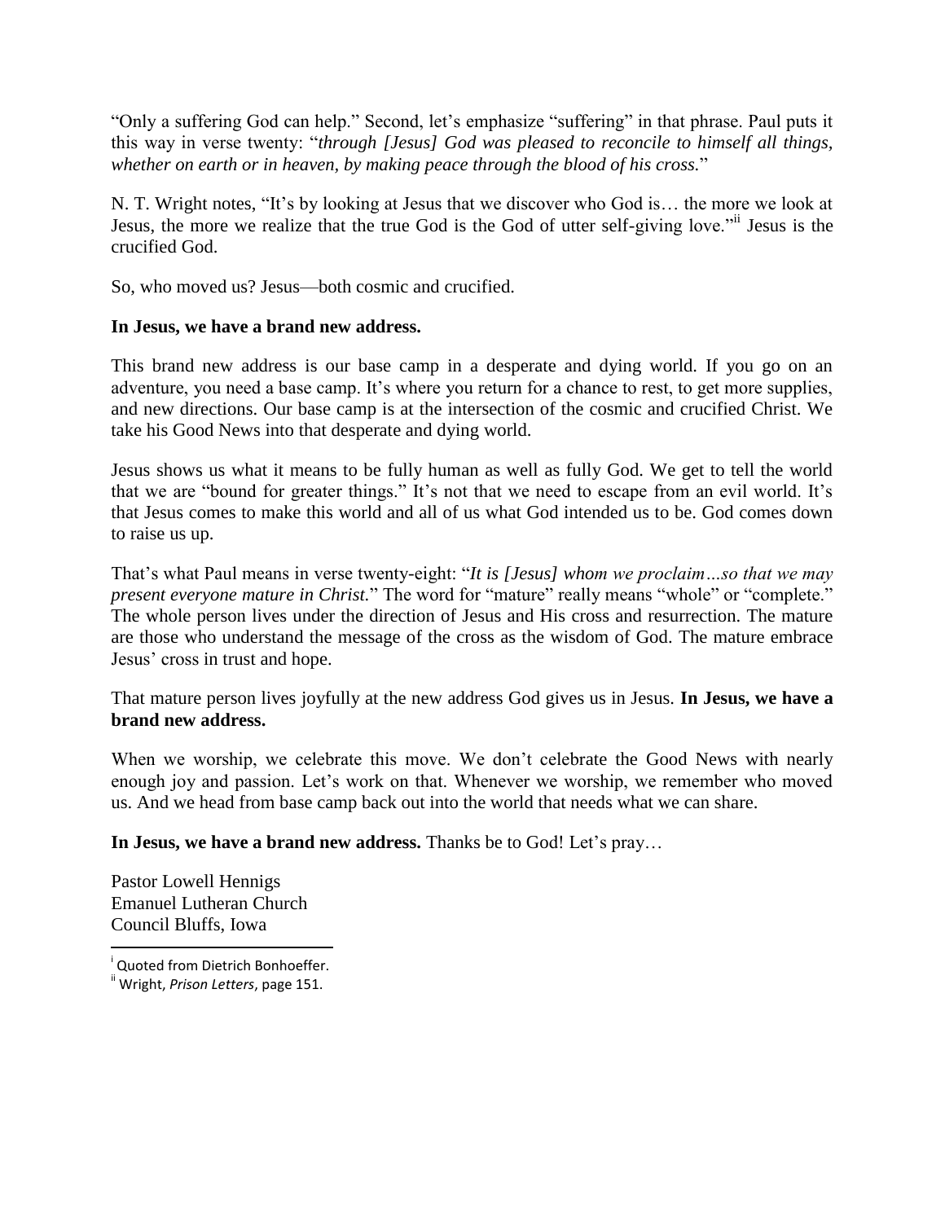"Only a suffering God can help." Second, let's emphasize "suffering" in that phrase. Paul puts it this way in verse twenty: "*through [Jesus] God was pleased to reconcile to himself all things, whether on earth or in heaven, by making peace through the blood of his cross.*"

N. T. Wright notes, "It's by looking at Jesus that we discover who God is… the more we look at Jesus, the more we realize that the true God is the God of utter self-giving love."[ii] Jesus is the crucified God.

So, who moved us? Jesus—both cosmic and crucified.

**In Jesus, we have a brand new address.**

This brand new address is our base camp in a desperate and dying world. If you go on an adventure, you need a base camp. It's where you return for a chance to rest, to get more supplies, and new directions. Our base camp is at the intersection of the cosmic and crucified Christ. We take his Good News into that desperate and dying world.

Jesus shows us what it means to be fully human as well as fully God. We get to tell the world that we are "bound for greater things." It's not that we need to escape from an evil world. It's that Jesus comes to make this world and all of us what God intended us to be. God comes down to raise us up.

That's what Paul means in verse twenty-eight: "*It is [Jesus] whom we proclaim…so that we may present everyone mature in Christ.*" The word for "mature" really means "whole" or "complete." The whole person lives under the direction of Jesus and His cross and resurrection. The mature are those who understand the message of the cross as the wisdom of God. The mature embrace Jesus' cross in trust and hope.

That mature person lives joyfully at the new address God gives us in Jesus. **In Jesus, we have a brand new address.**

When we worship, we celebrate this move. We don't celebrate the Good News with nearly enough joy and passion. Let's work on that. Whenever we worship, we remember who moved us. And we head from base camp back out into the world that needs what we can share.

**In Jesus, we have a brand new address.** Thanks be to God! Let's pray…

Pastor Lowell Hennigs
Emanuel Lutheran Church
Council Bluffs, Iowa

---

[i] Quoted from Dietrich Bonhoeffer.

[ii] Wright, *Prison Letters*, page 151.